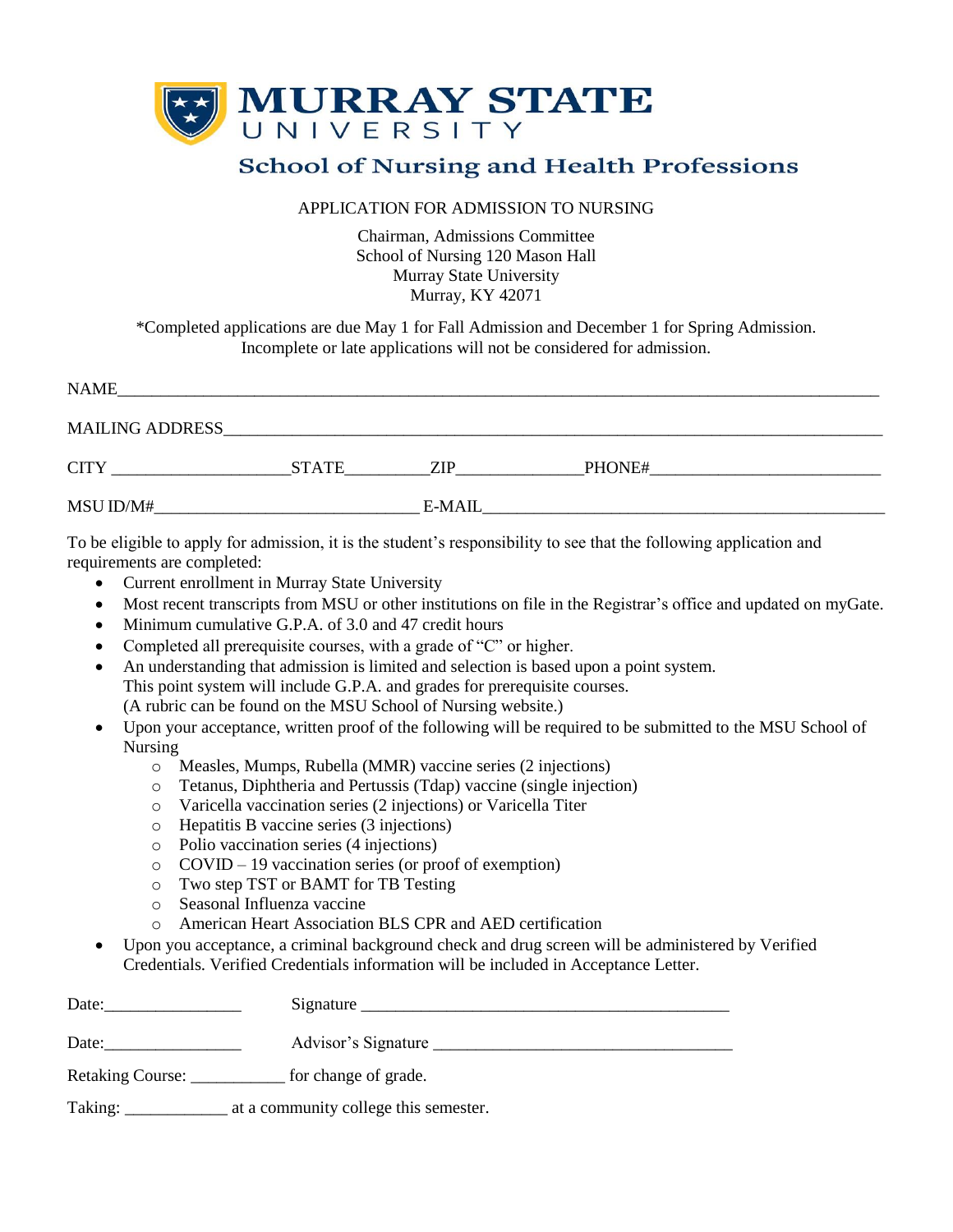# MURRAY STATE UNIVERSITY

## School of Nursing and Health Professions

APPLICATION FOR ADMISSION TO NURSING

Chairman, Admissions Committee
School of Nursing 120 Mason Hall
Murray State University
Murray, KY 42071

*Completed applications are due May 1 for Fall Admission and December 1 for Spring Admission. Incomplete or late applications will not be considered for admission.

NAME_______________________________________________________________________________

MAILING ADDRESS_____________________________________________________________________

CITY ____________________STATE_________ZIP______________PHONE#__________________________

MSU ID/M#______________________________ E-MAIL_____________________________________________

To be eligible to apply for admission, it is the student's responsibility to see that the following application and requirements are completed:

- Current enrollment in Murray State University
- Most recent transcripts from MSU or other institutions on file in the Registrar's office and updated on myGate.
- Minimum cumulative G.P.A. of 3.0 and 47 credit hours
- Completed all prerequisite courses, with a grade of "C" or higher.
- An understanding that admission is limited and selection is based upon a point system. This point system will include G.P.A. and grades for prerequisite courses. (A rubric can be found on the MSU School of Nursing website.)
- Upon your acceptance, written proof of the following will be required to be submitted to the MSU School of Nursing
    - Measles, Mumps, Rubella (MMR) vaccine series (2 injections)
    - Tetanus, Diphtheria and Pertussis (Tdap) vaccine (single injection)
    - Varicella vaccination series (2 injections) or Varicella Titer
    - Hepatitis B vaccine series (3 injections)
    - Polio vaccination series (4 injections)
    - COVID – 19 vaccination series (or proof of exemption)
    - Two step TST or BAMT for TB Testing
    - Seasonal Influenza vaccine
    - American Heart Association BLS CPR and AED certification
- Upon you acceptance, a criminal background check and drug screen will be administered by Verified Credentials. Verified Credentials information will be included in Acceptance Letter.

Date:________________ Signature ____________________________________________

Date:________________ Advisor's Signature ___________________________________

Retaking Course: ___________ for change of grade.

Taking: ____________ at a community college this semester.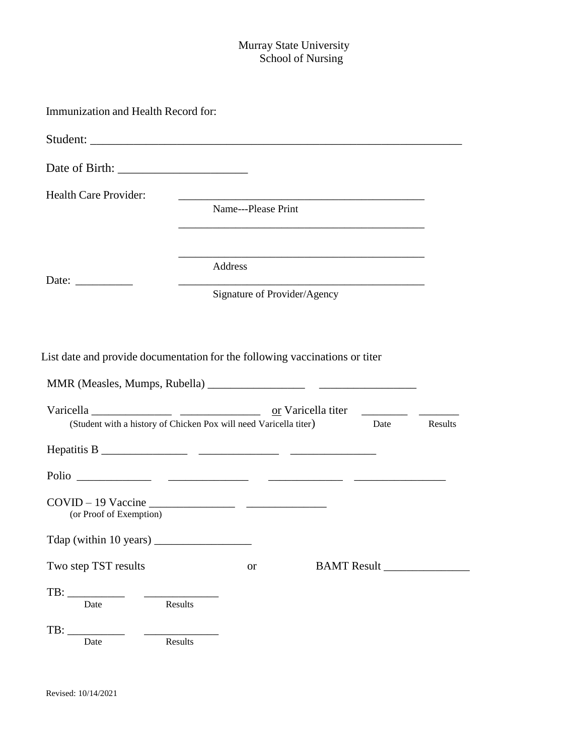Murray State University
School of Nursing

Immunization and Health Record for:

Student: ______________________________________________________________

Date of Birth: _____________________

Health Care Provider: ____________________________________________
Name---Please Print

____________________________________________

____________________________________________
Address

Date: __________ ____________________________________________
Signature of Provider/Agency

List date and provide documentation for the following vaccinations or titer

MMR (Measles, Mumps, Rubella) _________________ _________________

Varicella ______________ ______________ or Varicella titer ________ _______
(Student with a history of Chicken Pox will need Varicella titer) Date Results

Hepatitis B _______________ ______________ _______________

Polio _____________ ______________ _____________ ________________

COVID – 19 Vaccine _______________ ______________
(or Proof of Exemption)

Tdap (within 10 years) _________________

Two step TST results or BAMT Result _______________

TB: __________ _____________
Date Results

TB: __________ _____________
Date Results

Revised: 10/14/2021